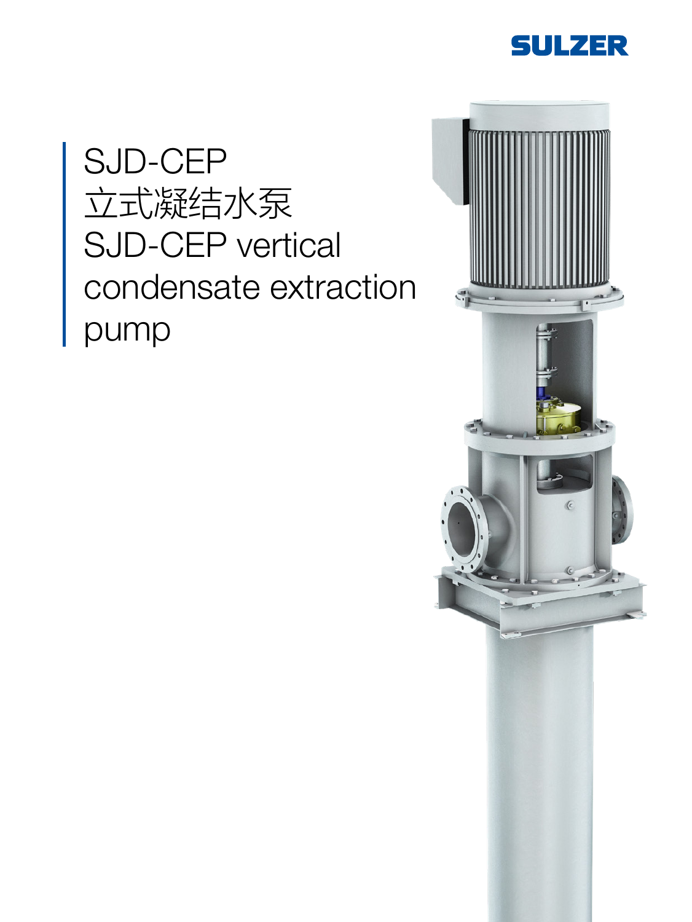SULZER

# SJD-CEP
# 立式凝结水泵
# SJD-CEP vertical condensate extraction pump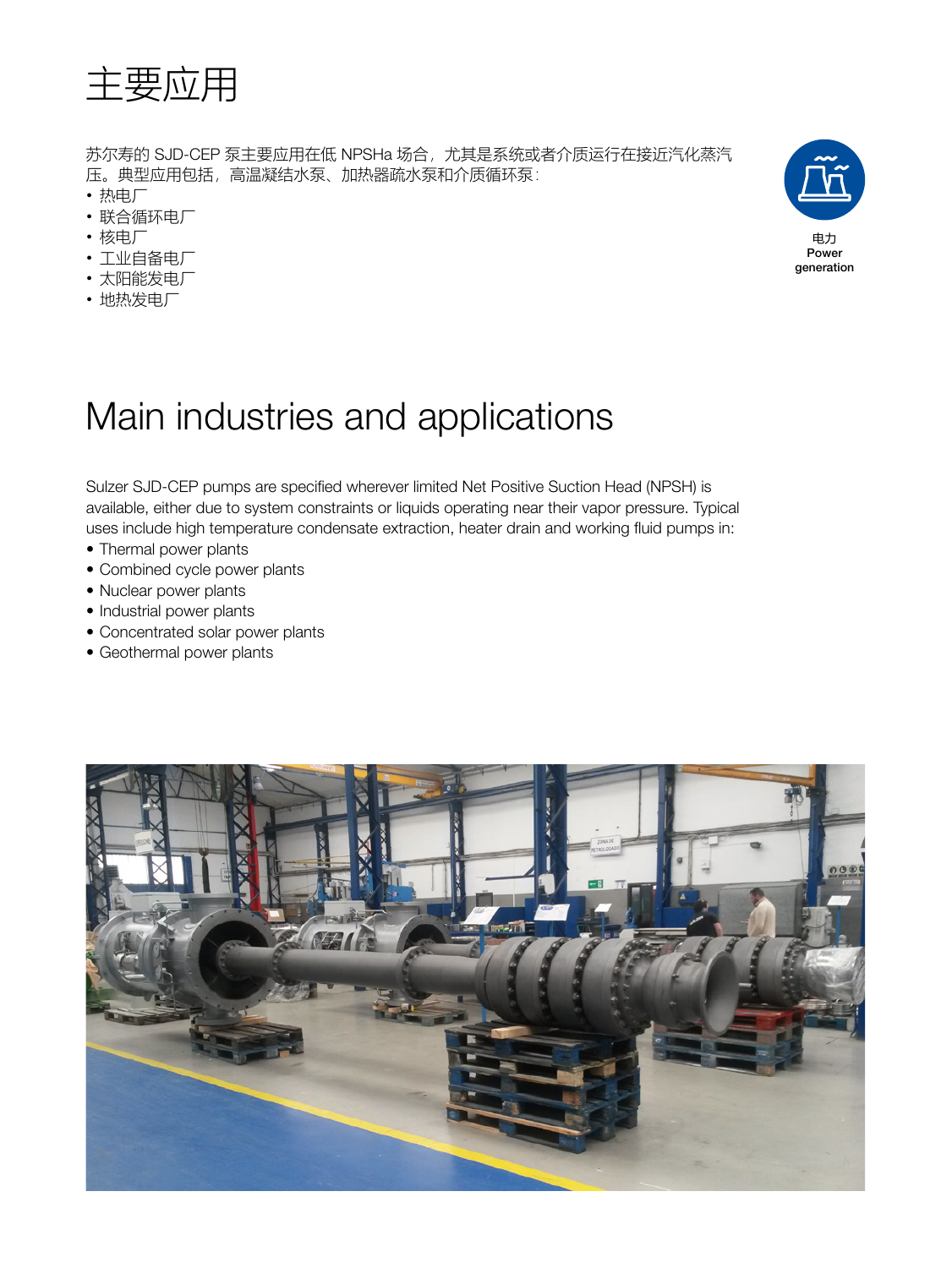# 主要应用

苏尔寿的 SJD-CEP 泵主要应用在低 NPSHa 场合，尤其是系统或者介质运行在接近汽化蒸汽压。典型应用包括，高温凝结水泵、加热器疏水泵和介质循环泵：

- 热电厂
- 联合循环电厂
- 核电厂
- 工业自备电厂
- 太阳能发电厂
- 地热发电厂

电力
Power generation

# Main industries and applications

Sulzer SJD-CEP pumps are specified wherever limited Net Positive Suction Head (NPSH) is available, either due to system constraints or liquids operating near their vapor pressure. Typical uses include high temperature condensate extraction, heater drain and working fluid pumps in:

- Thermal power plants
- Combined cycle power plants
- Nuclear power plants
- Industrial power plants
- Concentrated solar power plants
- Geothermal power plants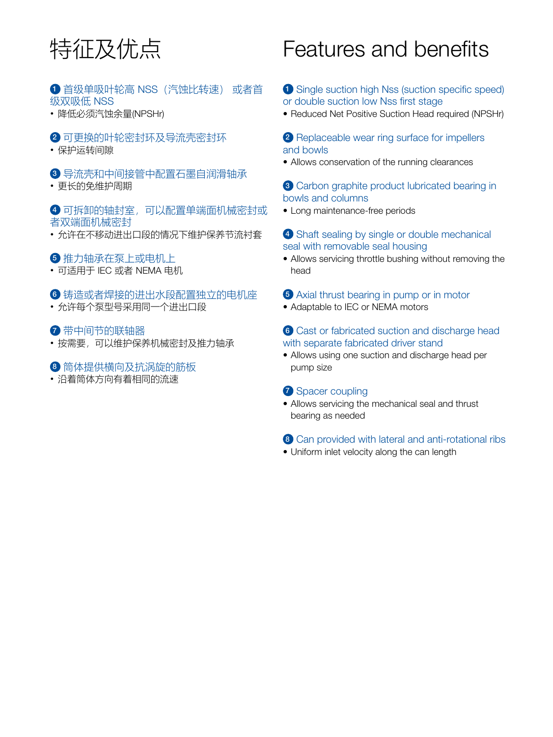# 特征及优点

**1 首级单吸叶轮高 NSS（汽蚀比转速） 或者首级双吸低 NSS**

- 降低必须汽蚀余量(NPSHr)

**2 可更换的叶轮密封环及导流壳密封环**

- 保护运转间隙

**3 导流壳和中间接管中配置石墨自润滑轴承**

- 更长的免维护周期

**4 可拆卸的轴封室，可以配置单端面机械密封或者双端面机械密封**

- 允许在不移动进出口段的情况下维护保养节流衬套

**5 推力轴承在泵上或电机上**

- 可适用于 IEC 或者 NEMA 电机

**6 铸造或者焊接的进出水段配置独立的电机座**

- 允许每个泵型号采用同一个进出口段

**7 带中间节的联轴器**

- 按需要，可以维护保养机械密封及推力轴承

**8 筒体提供横向及抗涡旋的筋板**

- 沿着筒体方向有着相同的流速

# Features and benefits

**1 Single suction high Nss (suction specific speed) or double suction low Nss first stage**

- Reduced Net Positive Suction Head required (NPSHr)

**2 Replaceable wear ring surface for impellers and bowls**

- Allows conservation of the running clearances

**3 Carbon graphite product lubricated bearing in bowls and columns**

- Long maintenance-free periods

**4 Shaft sealing by single or double mechanical seal with removable seal housing**

- Allows servicing throttle bushing without removing the head

**5 Axial thrust bearing in pump or in motor**

- Adaptable to IEC or NEMA motors

**6 Cast or fabricated suction and discharge head with separate fabricated driver stand**

- Allows using one suction and discharge head per pump size

**7 Spacer coupling**

- Allows servicing the mechanical seal and thrust bearing as needed

**8 Can provided with lateral and anti-rotational ribs**

- Uniform inlet velocity along the can length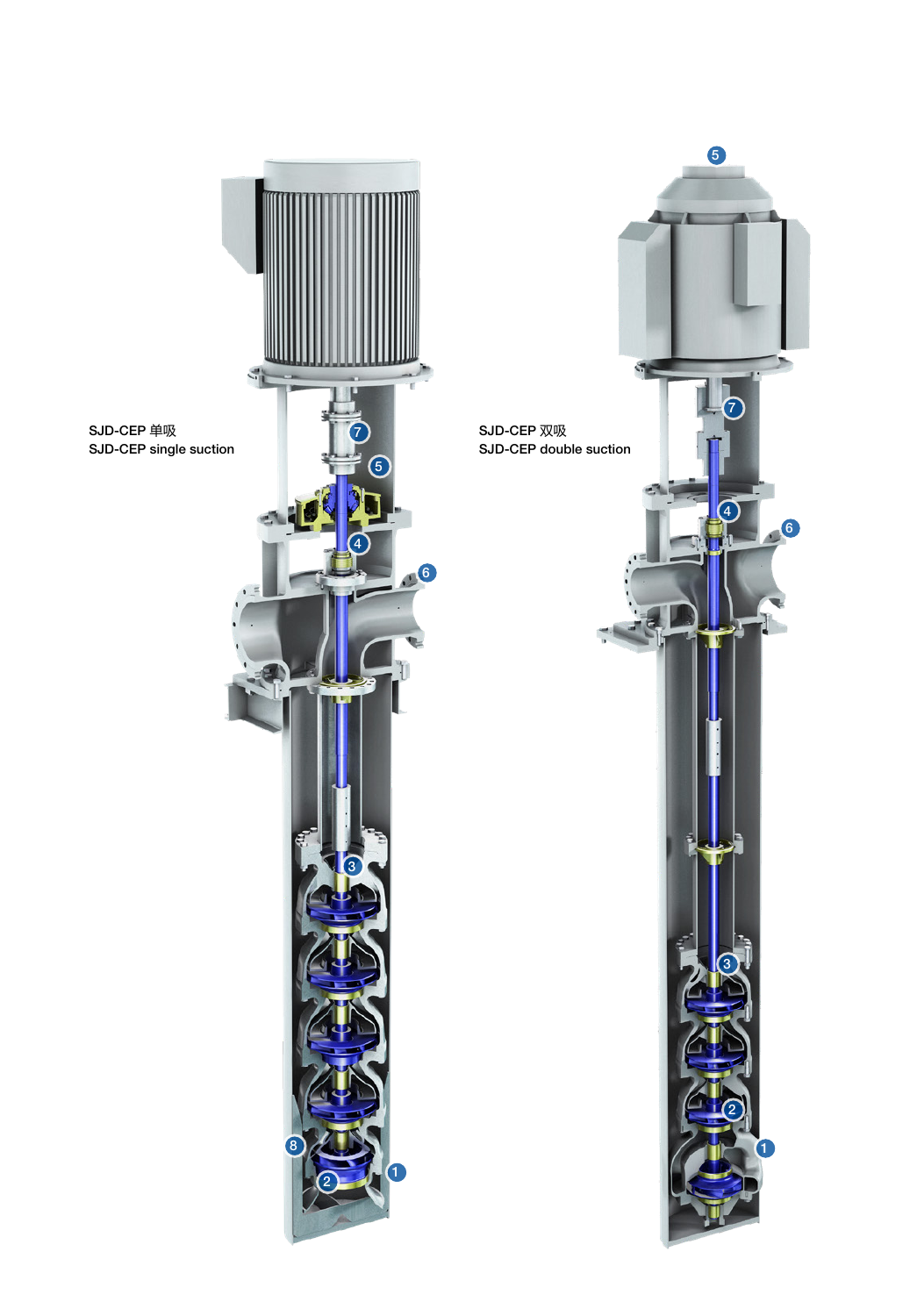SJD-CEP 单吸
SJD-CEP single suction

SJD-CEP 双吸
SJD-CEP double suction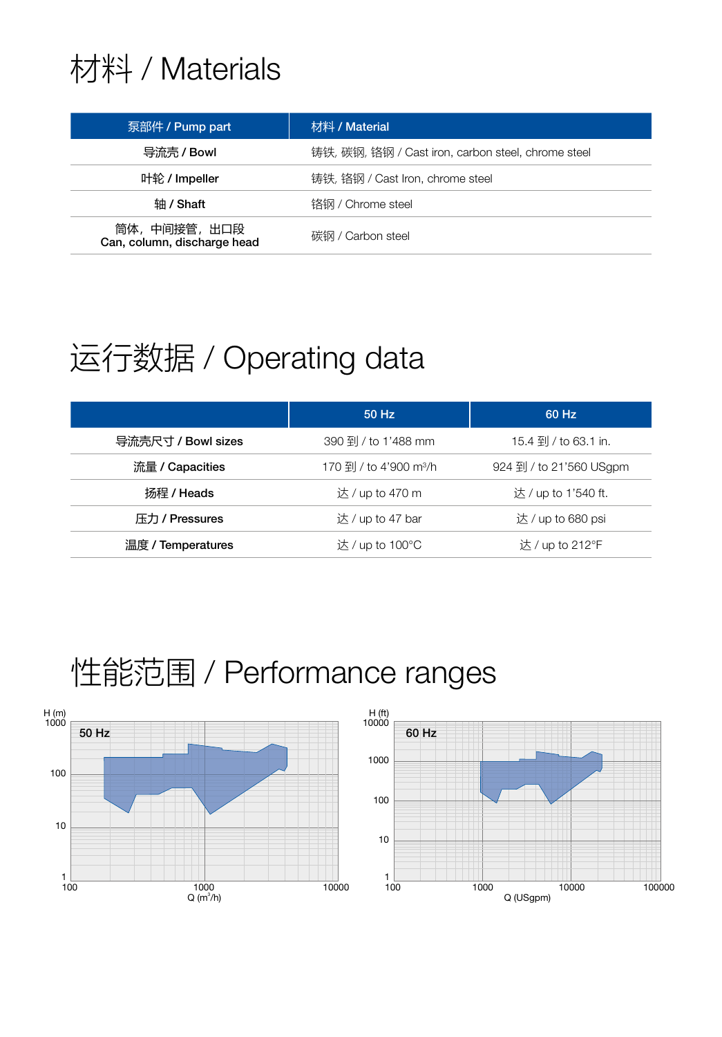# 材料 / Materials

| 泵部件 / Pump part | 材料 / Material |
|---|---|
| 导流壳 / Bowl | 铸铁, 碳钢, 铬钢 / Cast iron, carbon steel, chrome steel |
| 叶轮 / Impeller | 铸铁, 铬钢 / Cast Iron, chrome steel |
| 轴 / Shaft | 铬钢 / Chrome steel |
| 筒体，中间接管，出口段 Can, column, discharge head | 碳钢 / Carbon steel |

# 运行数据 / Operating data

| | 50 Hz | 60 Hz |
|---|---|---|
| 导流壳尺寸 / Bowl sizes | 390 到 / to 1'488 mm | 15.4 到 / to 63.1 in. |
| 流量 / Capacities | 170 到 / to 4'900 m³/h | 924 到 / to 21'560 USgpm |
| 扬程 / Heads | 达 / up to 470 m | 达 / up to 1'540 ft. |
| 压力 / Pressures | 达 / up to 47 bar | 达 / up to 680 psi |
| 温度 / Temperatures | 达 / up to 100°C | 达 / up to 212°F |

# 性能范围 / Performance ranges

50 Hz — H (m) vs. Q (m³/h)

60 Hz — H (ft) vs. Q (USgpm)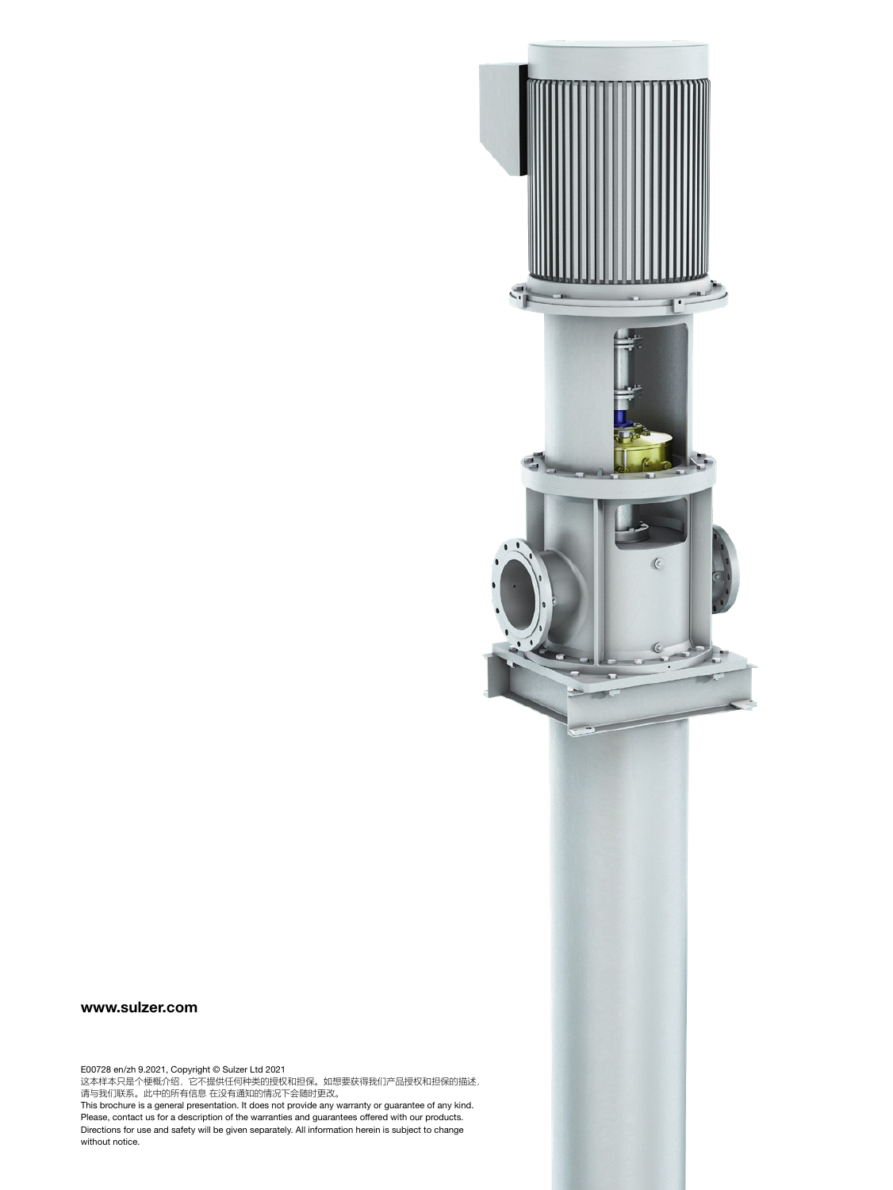**www.sulzer.com**

E00728 en/zh 9.2021, Copyright © Sulzer Ltd 2021
这本样本只是个梗概介绍，它不提供任何种类的授权和担保。如想要获得我们产品授权和担保的描述，请与我们联系。此中的所有信息 在没有通知的情况下会随时更改。
This brochure is a general presentation. It does not provide any warranty or guarantee of any kind. Please, contact us for a description of the warranties and guarantees offered with our products. Directions for use and safety will be given separately. All information herein is subject to change without notice.